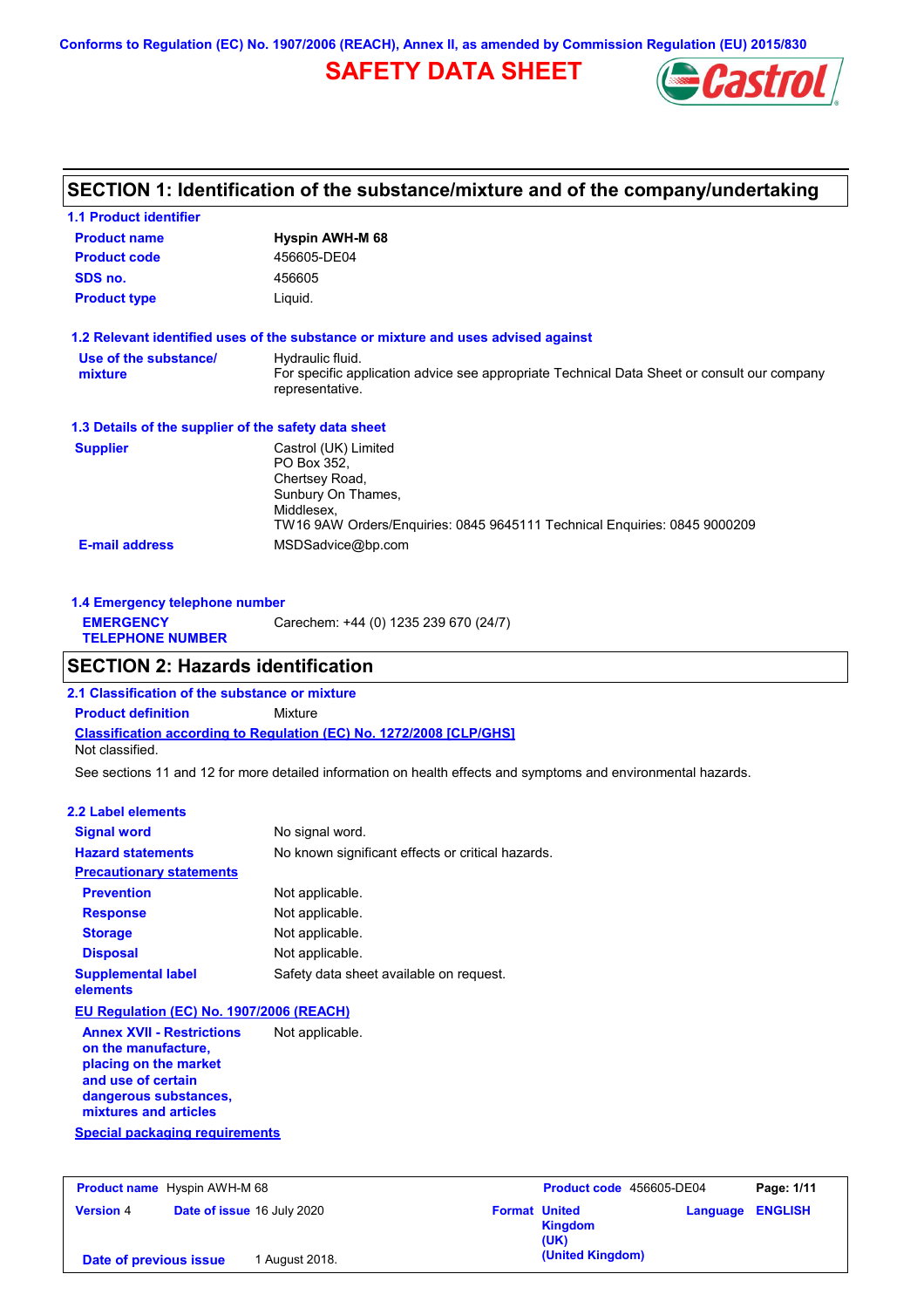Conforms to Regulation (EC) No. 1907/2006 (REACH), Annex II, as amended by Commission Regulation (EU) 2015/830

# SAFETY DATA SHEET

## SECTION 1: Identification of the substance/mixture and of the company/undertaking

### 1.1 Product identifier

**Product name** Hyspin AWH-M 68

**Product code** 456605-DE04

**SDS no.** 456605

**Product type** Liquid.

### 1.2 Relevant identified uses of the substance or mixture and uses advised against

**Use of the substance/ mixture** Hydraulic fluid.
For specific application advice see appropriate Technical Data Sheet or consult our company representative.

### 1.3 Details of the supplier of the safety data sheet

**Supplier**
Castrol (UK) Limited
PO Box 352,
Chertsey Road,
Sunbury On Thames,
Middlesex,
TW16 9AW Orders/Enquiries: 0845 9645111 Technical Enquiries: 0845 9000209

**E-mail address** MSDSadvice@bp.com

### 1.4 Emergency telephone number

**EMERGENCY TELEPHONE NUMBER** Carechem: +44 (0) 1235 239 670 (24/7)

## SECTION 2: Hazards identification

### 2.1 Classification of the substance or mixture

**Product definition** Mixture

**Classification according to Regulation (EC) No. 1272/2008 [CLP/GHS]**

Not classified.

See sections 11 and 12 for more detailed information on health effects and symptoms and environmental hazards.

### 2.2 Label elements

**Signal word** No signal word.

**Hazard statements** No known significant effects or critical hazards.

**Precautionary statements**

**Prevention** Not applicable.

**Response** Not applicable.

**Storage** Not applicable.

**Disposal** Not applicable.

**Supplemental label elements** Safety data sheet available on request.

**EU Regulation (EC) No. 1907/2006 (REACH)**

**Annex XVII - Restrictions on the manufacture, placing on the market and use of certain dangerous substances, mixtures and articles** Not applicable.

**Special packaging requirements**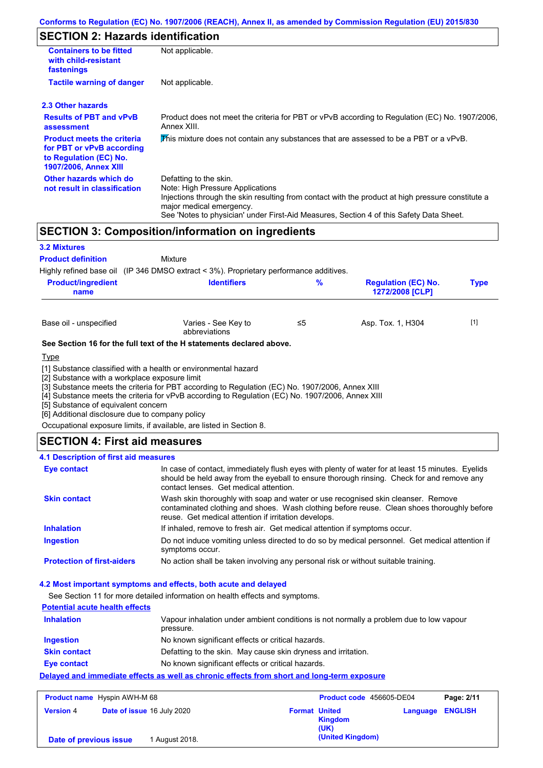## SECTION 2: Hazards identification

| | |
|---|---|
| **Containers to be fitted with child-resistant fastenings** | Not applicable. |
| **Tactile warning of danger** | Not applicable. |

### 2.3 Other hazards

| | |
|---|---|
| **Results of PBT and vPvB assessment** | Product does not meet the criteria for PBT or vPvB according to Regulation (EC) No. 1907/2006, Annex XIII. |
| **Product meets the criteria for PBT or vPvB according to Regulation (EC) No. 1907/2006, Annex XIII** | This mixture does not contain any substances that are assessed to be a PBT or a vPvB. |
| **Other hazards which do not result in classification** | Defatting to the skin.<br>Note: High Pressure Applications<br>Injections through the skin resulting from contact with the product at high pressure constitute a major medical emergency.<br>See 'Notes to physician' under First-Aid Measures, Section 4 of this Safety Data Sheet. |

## SECTION 3: Composition/information on ingredients

### 3.2 Mixtures

**Product definition** Mixture

Highly refined base oil (IP 346 DMSO extract < 3%). Proprietary performance additives.

| Product/ingredient name | Identifiers | % | Regulation (EC) No. 1272/2008 [CLP] | Type |
|---|---|---|---|---|
| Base oil - unspecified | Varies - See Key to abbreviations | ≤5 | Asp. Tox. 1, H304 | [1] |

**See Section 16 for the full text of the H statements declared above.**

Type

[1] Substance classified with a health or environmental hazard
[2] Substance with a workplace exposure limit
[3] Substance meets the criteria for PBT according to Regulation (EC) No. 1907/2006, Annex XIII
[4] Substance meets the criteria for vPvB according to Regulation (EC) No. 1907/2006, Annex XIII
[5] Substance of equivalent concern
[6] Additional disclosure due to company policy

Occupational exposure limits, if available, are listed in Section 8.

## SECTION 4: First aid measures

### 4.1 Description of first aid measures

| | |
|---|---|
| **Eye contact** | In case of contact, immediately flush eyes with plenty of water for at least 15 minutes. Eyelids should be held away from the eyeball to ensure thorough rinsing. Check for and remove any contact lenses. Get medical attention. |
| **Skin contact** | Wash skin thoroughly with soap and water or use recognised skin cleanser. Remove contaminated clothing and shoes. Wash clothing before reuse. Clean shoes thoroughly before reuse. Get medical attention if irritation develops. |
| **Inhalation** | If inhaled, remove to fresh air. Get medical attention if symptoms occur. |
| **Ingestion** | Do not induce vomiting unless directed to do so by medical personnel. Get medical attention if symptoms occur. |
| **Protection of first-aiders** | No action shall be taken involving any personal risk or without suitable training. |

### 4.2 Most important symptoms and effects, both acute and delayed

See Section 11 for more detailed information on health effects and symptoms.

**Potential acute health effects**

| | |
|---|---|
| **Inhalation** | Vapour inhalation under ambient conditions is not normally a problem due to low vapour pressure. |
| **Ingestion** | No known significant effects or critical hazards. |
| **Skin contact** | Defatting to the skin. May cause skin dryness and irritation. |
| **Eye contact** | No known significant effects or critical hazards. |

**Delayed and immediate effects as well as chronic effects from short and long-term exposure**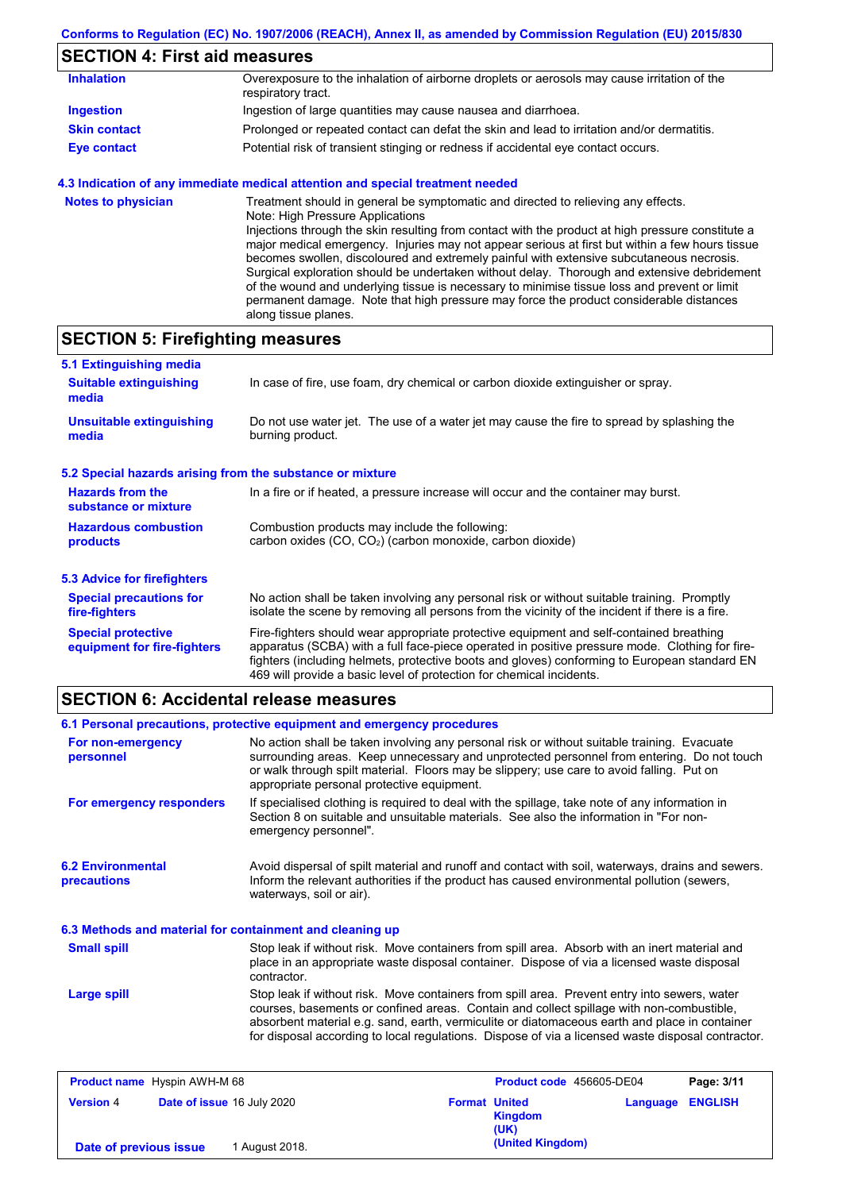## SECTION 4: First aid measures

| | |
|---|---|
| **Inhalation** | Overexposure to the inhalation of airborne droplets or aerosols may cause irritation of the respiratory tract. |
| **Ingestion** | Ingestion of large quantities may cause nausea and diarrhoea. |
| **Skin contact** | Prolonged or repeated contact can defat the skin and lead to irritation and/or dermatitis. |
| **Eye contact** | Potential risk of transient stinging or redness if accidental eye contact occurs. |

### 4.3 Indication of any immediate medical attention and special treatment needed

**Notes to physician**

Treatment should in general be symptomatic and directed to relieving any effects.
Note: High Pressure Applications
Injections through the skin resulting from contact with the product at high pressure constitute a major medical emergency. Injuries may not appear serious at first but within a few hours tissue becomes swollen, discoloured and extremely painful with extensive subcutaneous necrosis. Surgical exploration should be undertaken without delay. Thorough and extensive debridement of the wound and underlying tissue is necessary to minimise tissue loss and prevent or limit permanent damage. Note that high pressure may force the product considerable distances along tissue planes.

## SECTION 5: Firefighting measures

### 5.1 Extinguishing media

| | |
|---|---|
| **Suitable extinguishing media** | In case of fire, use foam, dry chemical or carbon dioxide extinguisher or spray. |
| **Unsuitable extinguishing media** | Do not use water jet. The use of a water jet may cause the fire to spread by splashing the burning product. |

### 5.2 Special hazards arising from the substance or mixture

| | |
|---|---|
| **Hazards from the substance or mixture** | In a fire or if heated, a pressure increase will occur and the container may burst. |
| **Hazardous combustion products** | Combustion products may include the following: carbon oxides (CO, $CO_2$) (carbon monoxide, carbon dioxide) |

### 5.3 Advice for firefighters

| | |
|---|---|
| **Special precautions for fire-fighters** | No action shall be taken involving any personal risk or without suitable training. Promptly isolate the scene by removing all persons from the vicinity of the incident if there is a fire. |
| **Special protective equipment for fire-fighters** | Fire-fighters should wear appropriate protective equipment and self-contained breathing apparatus (SCBA) with a full face-piece operated in positive pressure mode. Clothing for fire-fighters (including helmets, protective boots and gloves) conforming to European standard EN 469 will provide a basic level of protection for chemical incidents. |

## SECTION 6: Accidental release measures

### 6.1 Personal precautions, protective equipment and emergency procedures

| | |
|---|---|
| **For non-emergency personnel** | No action shall be taken involving any personal risk or without suitable training. Evacuate surrounding areas. Keep unnecessary and unprotected personnel from entering. Do not touch or walk through spilt material. Floors may be slippery; use care to avoid falling. Put on appropriate personal protective equipment. |
| **For emergency responders** | If specialised clothing is required to deal with the spillage, take note of any information in Section 8 on suitable and unsuitable materials. See also the information in "For non-emergency personnel". |

| | |
|---|---|
| **6.2 Environmental precautions** | Avoid dispersal of spilt material and runoff and contact with soil, waterways, drains and sewers. Inform the relevant authorities if the product has caused environmental pollution (sewers, waterways, soil or air). |

### 6.3 Methods and material for containment and cleaning up

| | |
|---|---|
| **Small spill** | Stop leak if without risk. Move containers from spill area. Absorb with an inert material and place in an appropriate waste disposal container. Dispose of via a licensed waste disposal contractor. |
| **Large spill** | Stop leak if without risk. Move containers from spill area. Prevent entry into sewers, water courses, basements or confined areas. Contain and collect spillage with non-combustible, absorbent material e.g. sand, earth, vermiculite or diatomaceous earth and place in container for disposal according to local regulations. Dispose of via a licensed waste disposal contractor. |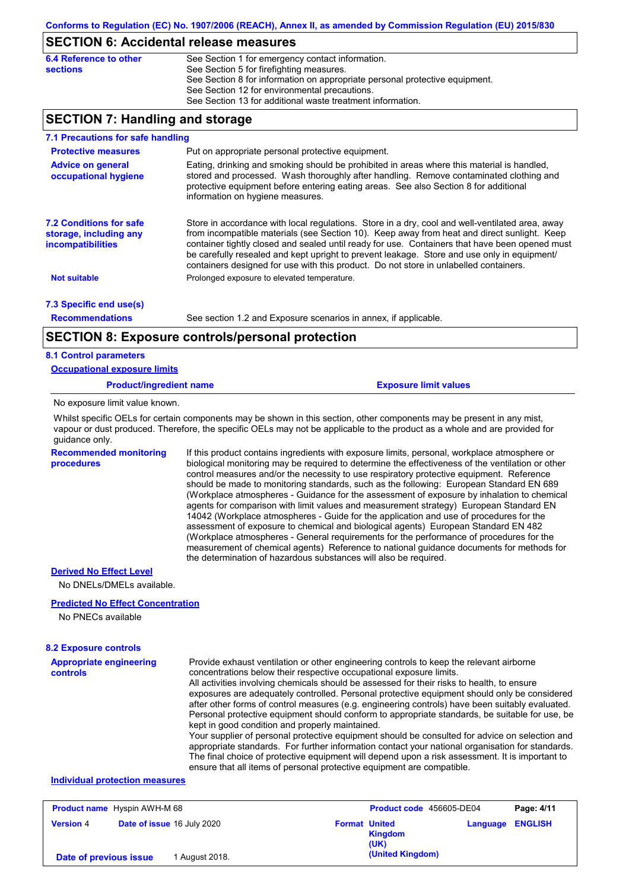## SECTION 6: Accidental release measures

**6.4 Reference to other sections**

See Section 1 for emergency contact information.
See Section 5 for firefighting measures.
See Section 8 for information on appropriate personal protective equipment.
See Section 12 for environmental precautions.
See Section 13 for additional waste treatment information.

## SECTION 7: Handling and storage

### 7.1 Precautions for safe handling

**Protective measures**

Put on appropriate personal protective equipment.

**Advice on general occupational hygiene**

Eating, drinking and smoking should be prohibited in areas where this material is handled, stored and processed. Wash thoroughly after handling. Remove contaminated clothing and protective equipment before entering eating areas. See also Section 8 for additional information on hygiene measures.

### 7.2 Conditions for safe storage, including any incompatibilities

Store in accordance with local regulations. Store in a dry, cool and well-ventilated area, away from incompatible materials (see Section 10). Keep away from heat and direct sunlight. Keep container tightly closed and sealed until ready for use. Containers that have been opened must be carefully resealed and kept upright to prevent leakage. Store and use only in equipment/ containers designed for use with this product. Do not store in unlabelled containers.

**Not suitable**

Prolonged exposure to elevated temperature.

### 7.3 Specific end use(s)

**Recommendations**

See section 1.2 and Exposure scenarios in annex, if applicable.

## SECTION 8: Exposure controls/personal protection

### 8.1 Control parameters

**Occupational exposure limits**

| Product/ingredient name | Exposure limit values |
|---|---|

No exposure limit value known.

Whilst specific OELs for certain components may be shown in this section, other components may be present in any mist, vapour or dust produced. Therefore, the specific OELs may not be applicable to the product as a whole and are provided for guidance only.

**Recommended monitoring procedures**

If this product contains ingredients with exposure limits, personal, workplace atmosphere or biological monitoring may be required to determine the effectiveness of the ventilation or other control measures and/or the necessity to use respiratory protective equipment. Reference should be made to monitoring standards, such as the following: European Standard EN 689 (Workplace atmospheres - Guidance for the assessment of exposure by inhalation to chemical agents for comparison with limit values and measurement strategy) European Standard EN 14042 (Workplace atmospheres - Guide for the application and use of procedures for the assessment of exposure to chemical and biological agents) European Standard EN 482 (Workplace atmospheres - General requirements for the performance of procedures for the measurement of chemical agents) Reference to national guidance documents for methods for the determination of hazardous substances will also be required.

**Derived No Effect Level**

No DNELs/DMELs available.

**Predicted No Effect Concentration**

No PNECs available

### 8.2 Exposure controls

**Appropriate engineering controls**

Provide exhaust ventilation or other engineering controls to keep the relevant airborne concentrations below their respective occupational exposure limits.
All activities involving chemicals should be assessed for their risks to health, to ensure exposures are adequately controlled. Personal protective equipment should only be considered after other forms of control measures (e.g. engineering controls) have been suitably evaluated. Personal protective equipment should conform to appropriate standards, be suitable for use, be kept in good condition and properly maintained.
Your supplier of personal protective equipment should be consulted for advice on selection and appropriate standards. For further information contact your national organisation for standards. The final choice of protective equipment will depend upon a risk assessment. It is important to ensure that all items of personal protective equipment are compatible.

**Individual protection measures**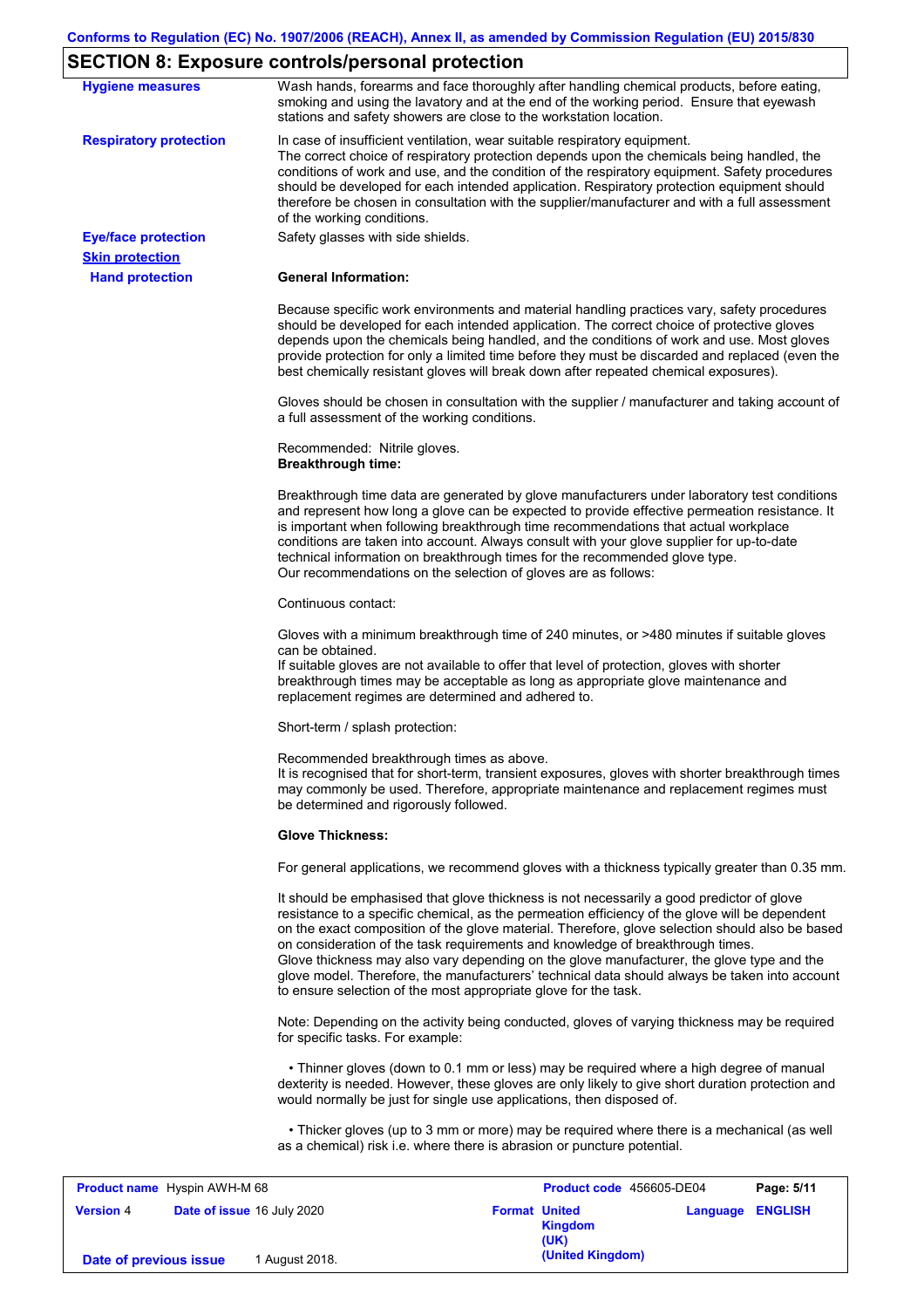## SECTION 8: Exposure controls/personal protection

**Hygiene measures**

Wash hands, forearms and face thoroughly after handling chemical products, before eating, smoking and using the lavatory and at the end of the working period. Ensure that eyewash stations and safety showers are close to the workstation location.

**Respiratory protection**

In case of insufficient ventilation, wear suitable respiratory equipment.
The correct choice of respiratory protection depends upon the chemicals being handled, the conditions of work and use, and the condition of the respiratory equipment. Safety procedures should be developed for each intended application. Respiratory protection equipment should therefore be chosen in consultation with the supplier/manufacturer and with a full assessment of the working conditions.

**Eye/face protection**

Safety glasses with side shields.

**Skin protection**

**Hand protection**

**General Information:**

Because specific work environments and material handling practices vary, safety procedures should be developed for each intended application. The correct choice of protective gloves depends upon the chemicals being handled, and the conditions of work and use. Most gloves provide protection for only a limited time before they must be discarded and replaced (even the best chemically resistant gloves will break down after repeated chemical exposures).

Gloves should be chosen in consultation with the supplier / manufacturer and taking account of a full assessment of the working conditions.

Recommended: Nitrile gloves.

**Breakthrough time:**

Breakthrough time data are generated by glove manufacturers under laboratory test conditions and represent how long a glove can be expected to provide effective permeation resistance. It is important when following breakthrough time recommendations that actual workplace conditions are taken into account. Always consult with your glove supplier for up-to-date technical information on breakthrough times for the recommended glove type.
Our recommendations on the selection of gloves are as follows:

Continuous contact:

Gloves with a minimum breakthrough time of 240 minutes, or >480 minutes if suitable gloves can be obtained.
If suitable gloves are not available to offer that level of protection, gloves with shorter breakthrough times may be acceptable as long as appropriate glove maintenance and replacement regimes are determined and adhered to.

Short-term / splash protection:

Recommended breakthrough times as above.
It is recognised that for short-term, transient exposures, gloves with shorter breakthrough times may commonly be used. Therefore, appropriate maintenance and replacement regimes must be determined and rigorously followed.

**Glove Thickness:**

For general applications, we recommend gloves with a thickness typically greater than 0.35 mm.

It should be emphasised that glove thickness is not necessarily a good predictor of glove resistance to a specific chemical, as the permeation efficiency of the glove will be dependent on the exact composition of the glove material. Therefore, glove selection should also be based on consideration of the task requirements and knowledge of breakthrough times.
Glove thickness may also vary depending on the glove manufacturer, the glove type and the glove model. Therefore, the manufacturers' technical data should always be taken into account to ensure selection of the most appropriate glove for the task.

Note: Depending on the activity being conducted, gloves of varying thickness may be required for specific tasks. For example:

• Thinner gloves (down to 0.1 mm or less) may be required where a high degree of manual dexterity is needed. However, these gloves are only likely to give short duration protection and would normally be just for single use applications, then disposed of.

• Thicker gloves (up to 3 mm or more) may be required where there is a mechanical (as well as a chemical) risk i.e. where there is abrasion or puncture potential.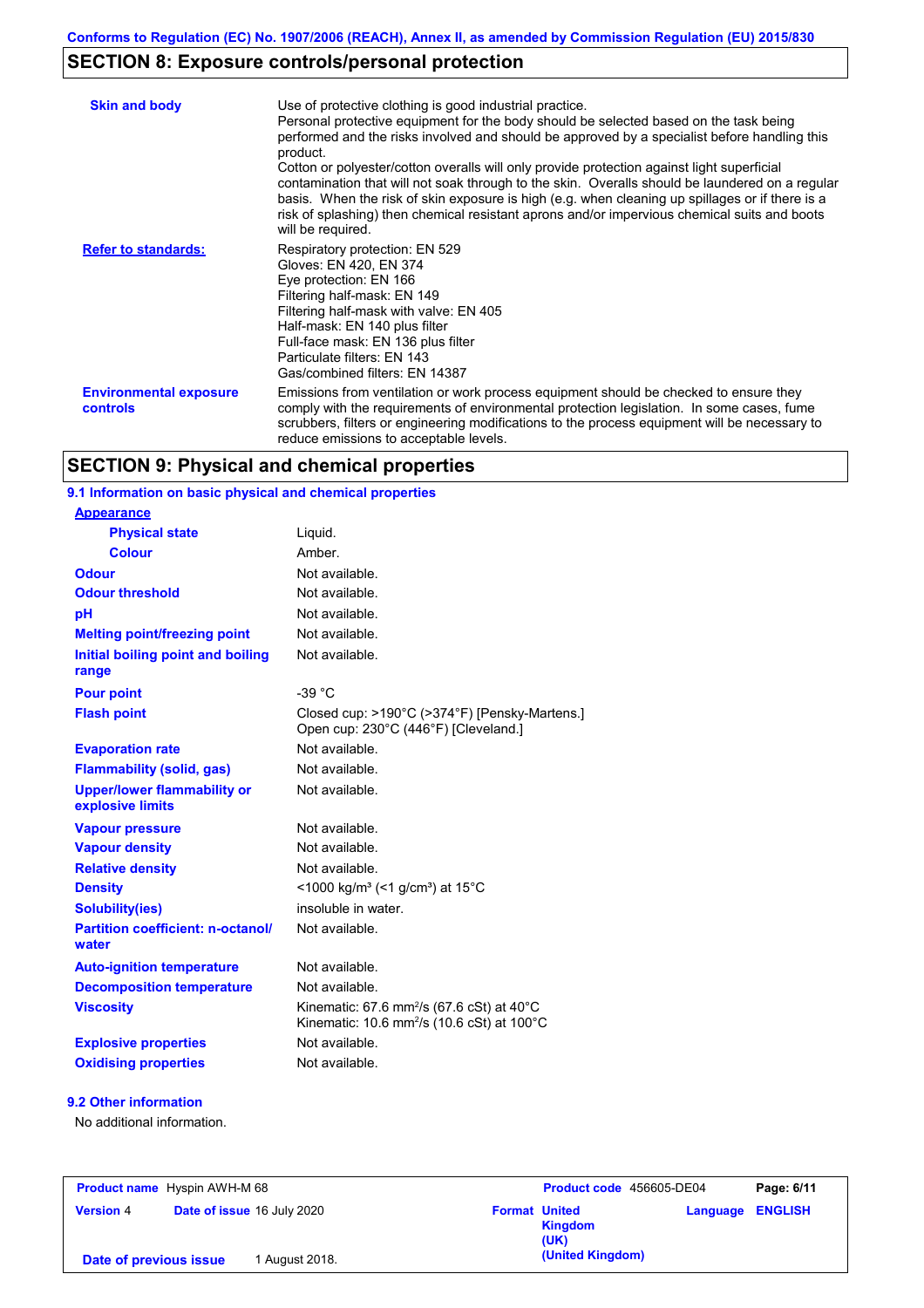## SECTION 8: Exposure controls/personal protection

| | |
|---|---|
| **Skin and body** | Use of protective clothing is good industrial practice. Personal protective equipment for the body should be selected based on the task being performed and the risks involved and should be approved by a specialist before handling this product. Cotton or polyester/cotton overalls will only provide protection against light superficial contamination that will not soak through to the skin. Overalls should be laundered on a regular basis. When the risk of skin exposure is high (e.g. when cleaning up spillages or if there is a risk of splashing) then chemical resistant aprons and/or impervious chemical suits and boots will be required. |
| **Refer to standards:** | Respiratory protection: EN 529<br>Gloves: EN 420, EN 374<br>Eye protection: EN 166<br>Filtering half-mask: EN 149<br>Filtering half-mask with valve: EN 405<br>Half-mask: EN 140 plus filter<br>Full-face mask: EN 136 plus filter<br>Particulate filters: EN 143<br>Gas/combined filters: EN 14387 |
| **Environmental exposure controls** | Emissions from ventilation or work process equipment should be checked to ensure they comply with the requirements of environmental protection legislation. In some cases, fume scrubbers, filters or engineering modifications to the process equipment will be necessary to reduce emissions to acceptable levels. |

## SECTION 9: Physical and chemical properties

### 9.1 Information on basic physical and chemical properties

| | |
|---|---|
| **Appearance** | |
| **Physical state** | Liquid. |
| **Colour** | Amber. |
| **Odour** | Not available. |
| **Odour threshold** | Not available. |
| **pH** | Not available. |
| **Melting point/freezing point** | Not available. |
| **Initial boiling point and boiling range** | Not available. |
| **Pour point** | -39 °C |
| **Flash point** | Closed cup: >190°C (>374°F) [Pensky-Martens.]<br>Open cup: 230°C (446°F) [Cleveland.] |
| **Evaporation rate** | Not available. |
| **Flammability (solid, gas)** | Not available. |
| **Upper/lower flammability or explosive limits** | Not available. |
| **Vapour pressure** | Not available. |
| **Vapour density** | Not available. |
| **Relative density** | Not available. |
| **Density** | <1000 kg/m³ (<1 g/cm³) at 15°C |
| **Solubility(ies)** | insoluble in water. |
| **Partition coefficient: n-octanol/ water** | Not available. |
| **Auto-ignition temperature** | Not available. |
| **Decomposition temperature** | Not available. |
| **Viscosity** | Kinematic: 67.6 mm²/s (67.6 cSt) at 40°C<br>Kinematic: 10.6 mm²/s (10.6 cSt) at 100°C |
| **Explosive properties** | Not available. |
| **Oxidising properties** | Not available. |

### 9.2 Other information

No additional information.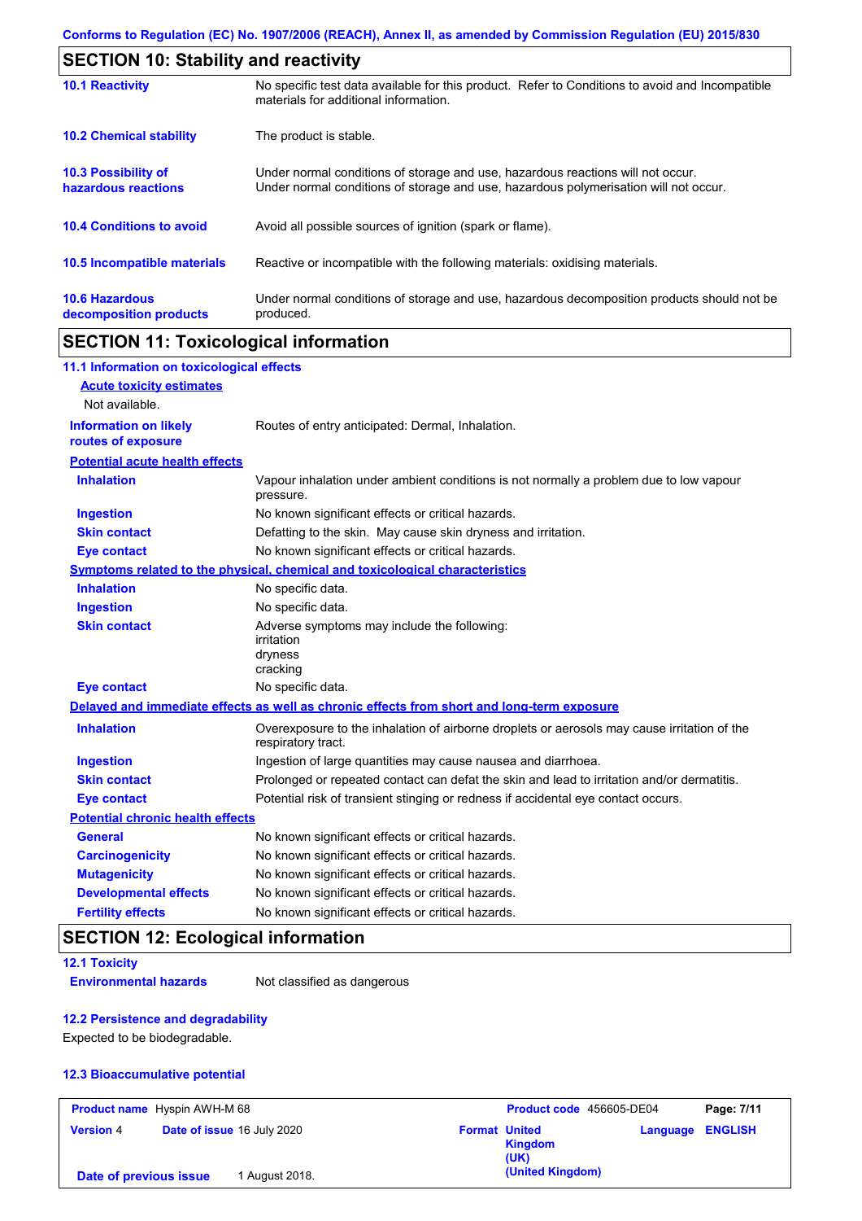## SECTION 10: Stability and reactivity

| | |
|---|---|
| **10.1 Reactivity** | No specific test data available for this product. Refer to Conditions to avoid and Incompatible materials for additional information. |
| **10.2 Chemical stability** | The product is stable. |
| **10.3 Possibility of hazardous reactions** | Under normal conditions of storage and use, hazardous reactions will not occur. Under normal conditions of storage and use, hazardous polymerisation will not occur. |
| **10.4 Conditions to avoid** | Avoid all possible sources of ignition (spark or flame). |
| **10.5 Incompatible materials** | Reactive or incompatible with the following materials: oxidising materials. |
| **10.6 Hazardous decomposition products** | Under normal conditions of storage and use, hazardous decomposition products should not be produced. |

## SECTION 11: Toxicological information

### 11.1 Information on toxicological effects

**Acute toxicity estimates**

Not available.

**Information on likely routes of exposure**: Routes of entry anticipated: Dermal, Inhalation.

**Potential acute health effects**

| | |
|---|---|
| **Inhalation** | Vapour inhalation under ambient conditions is not normally a problem due to low vapour pressure. |
| **Ingestion** | No known significant effects or critical hazards. |
| **Skin contact** | Defatting to the skin. May cause skin dryness and irritation. |
| **Eye contact** | No known significant effects or critical hazards. |

**Symptoms related to the physical, chemical and toxicological characteristics**

| | |
|---|---|
| **Inhalation** | No specific data. |
| **Ingestion** | No specific data. |
| **Skin contact** | Adverse symptoms may include the following: irritation dryness cracking |
| **Eye contact** | No specific data. |

**Delayed and immediate effects as well as chronic effects from short and long-term exposure**

| | |
|---|---|
| **Inhalation** | Overexposure to the inhalation of airborne droplets or aerosols may cause irritation of the respiratory tract. |
| **Ingestion** | Ingestion of large quantities may cause nausea and diarrhoea. |
| **Skin contact** | Prolonged or repeated contact can defat the skin and lead to irritation and/or dermatitis. |
| **Eye contact** | Potential risk of transient stinging or redness if accidental eye contact occurs. |

**Potential chronic health effects**

| | |
|---|---|
| **General** | No known significant effects or critical hazards. |
| **Carcinogenicity** | No known significant effects or critical hazards. |
| **Mutagenicity** | No known significant effects or critical hazards. |
| **Developmental effects** | No known significant effects or critical hazards. |
| **Fertility effects** | No known significant effects or critical hazards. |

## SECTION 12: Ecological information

### 12.1 Toxicity

**Environmental hazards**: Not classified as dangerous

### 12.2 Persistence and degradability

Expected to be biodegradable.

### 12.3 Bioaccumulative potential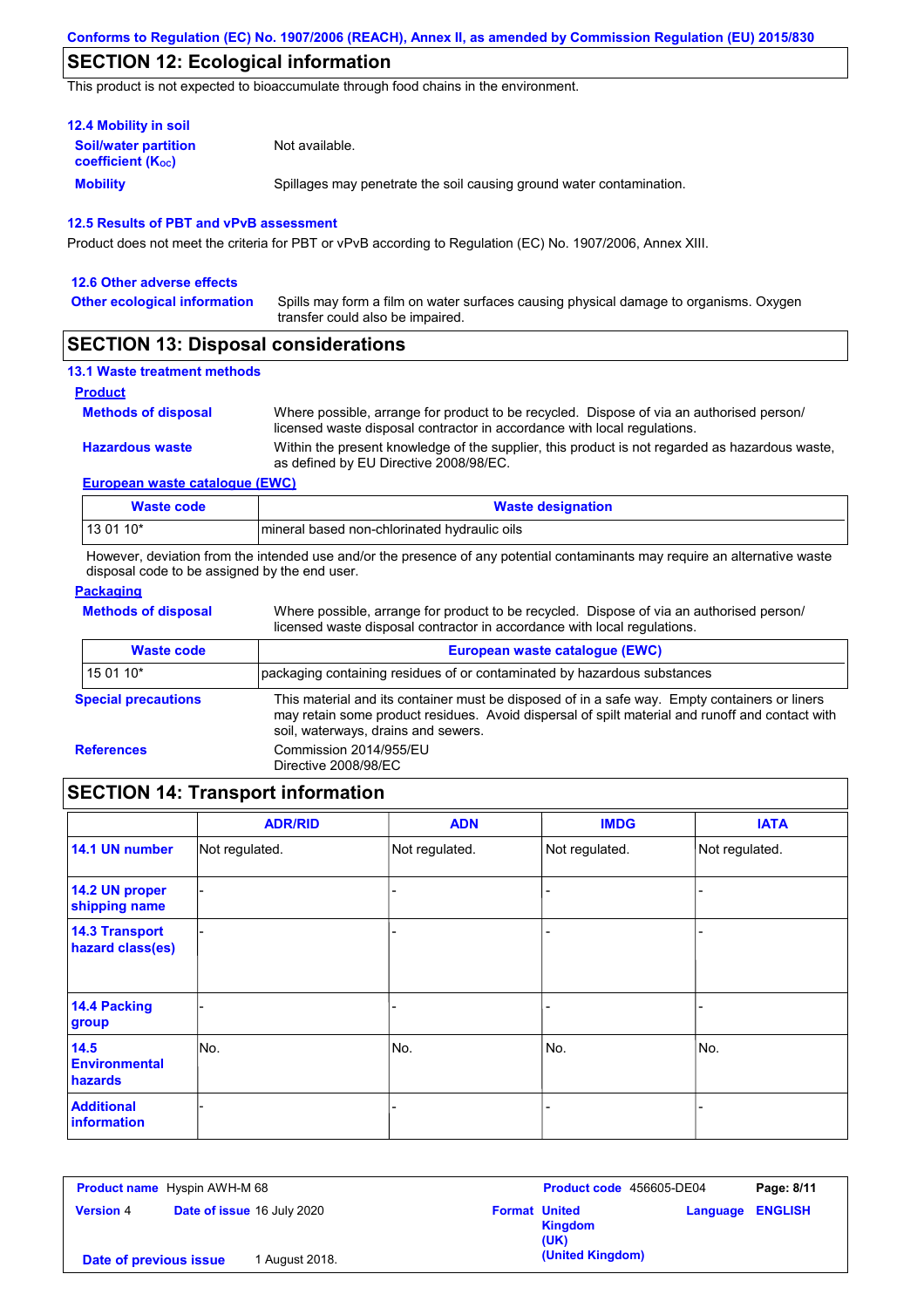## SECTION 12: Ecological information

This product is not expected to bioaccumulate through food chains in the environment.

### 12.4 Mobility in soil

**Soil/water partition coefficient ($K_{OC}$)**: Not available.

**Mobility**: Spillages may penetrate the soil causing ground water contamination.

### 12.5 Results of PBT and vPvB assessment

Product does not meet the criteria for PBT or vPvB according to Regulation (EC) No. 1907/2006, Annex XIII.

### 12.6 Other adverse effects

**Other ecological information**: Spills may form a film on water surfaces causing physical damage to organisms. Oxygen transfer could also be impaired.

## SECTION 13: Disposal considerations

### 13.1 Waste treatment methods

**Product**

**Methods of disposal**: Where possible, arrange for product to be recycled. Dispose of via an authorised person/ licensed waste disposal contractor in accordance with local regulations.

**Hazardous waste**: Within the present knowledge of the supplier, this product is not regarded as hazardous waste, as defined by EU Directive 2008/98/EC.

**European waste catalogue (EWC)**

| Waste code | Waste designation |
|---|---|
| 13 01 10* | mineral based non-chlorinated hydraulic oils |

However, deviation from the intended use and/or the presence of any potential contaminants may require an alternative waste disposal code to be assigned by the end user.

**Packaging**

**Methods of disposal**: Where possible, arrange for product to be recycled. Dispose of via an authorised person/ licensed waste disposal contractor in accordance with local regulations.

| Waste code | European waste catalogue (EWC) |
|---|---|
| 15 01 10* | packaging containing residues of or contaminated by hazardous substances |

**Special precautions**: This material and its container must be disposed of in a safe way. Empty containers or liners may retain some product residues. Avoid dispersal of spilt material and runoff and contact with soil, waterways, drains and sewers.

**References**: Commission 2014/955/EU
Directive 2008/98/EC

## SECTION 14: Transport information

| | ADR/RID | ADN | IMDG | IATA |
|---|---|---|---|---|
| **14.1 UN number** | Not regulated. | Not regulated. | Not regulated. | Not regulated. |
| **14.2 UN proper shipping name** | - | - | - | - |
| **14.3 Transport hazard class(es)** | - | - | - | - |
| **14.4 Packing group** | - | - | - | - |
| **14.5 Environmental hazards** | No. | No. | No. | No. |
| **Additional information** | - | - | - | - |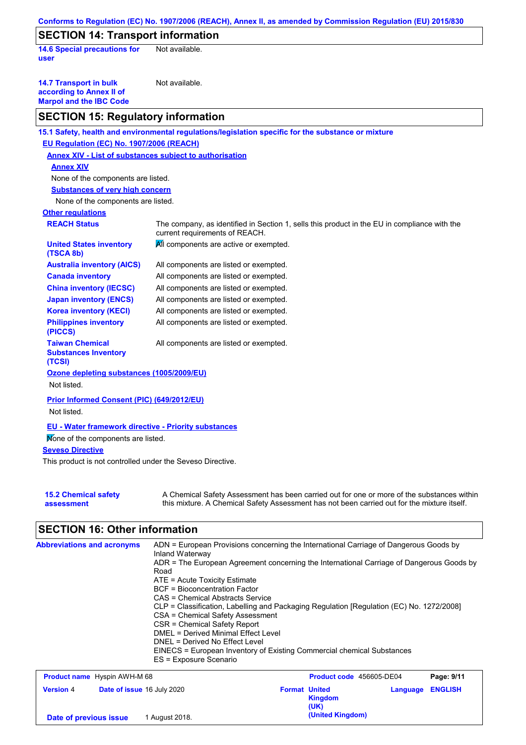Conforms to Regulation (EC) No. 1907/2006 (REACH), Annex II, as amended by Commission Regulation (EU) 2015/830

## SECTION 14: Transport information

**14.6 Special precautions for user** Not available.

**14.7 Transport in bulk according to Annex II of Marpol and the IBC Code** Not available.

## SECTION 15: Regulatory information

**15.1 Safety, health and environmental regulations/legislation specific for the substance or mixture**

**EU Regulation (EC) No. 1907/2006 (REACH)**

**Annex XIV - List of substances subject to authorisation**

**Annex XIV**

None of the components are listed.

**Substances of very high concern**

None of the components are listed.

**Other regulations**

| | |
|---|---|
| **REACH Status** | The company, as identified in Section 1, sells this product in the EU in compliance with the current requirements of REACH. |
| **United States inventory (TSCA 8b)** | All components are active or exempted. |
| **Australia inventory (AICS)** | All components are listed or exempted. |
| **Canada inventory** | All components are listed or exempted. |
| **China inventory (IECSC)** | All components are listed or exempted. |
| **Japan inventory (ENCS)** | All components are listed or exempted. |
| **Korea inventory (KECI)** | All components are listed or exempted. |
| **Philippines inventory (PICCS)** | All components are listed or exempted. |
| **Taiwan Chemical Substances Inventory (TCSI)** | All components are listed or exempted. |

**Ozone depleting substances (1005/2009/EU)**

Not listed.

**Prior Informed Consent (PIC) (649/2012/EU)**

Not listed.

**EU - Water framework directive - Priority substances**

None of the components are listed.

**Seveso Directive**

This product is not controlled under the Seveso Directive.

**15.2 Chemical safety assessment** A Chemical Safety Assessment has been carried out for one or more of the substances within this mixture. A Chemical Safety Assessment has not been carried out for the mixture itself.

## SECTION 16: Other information

**Abbreviations and acronyms**

ADN = European Provisions concerning the International Carriage of Dangerous Goods by Inland Waterway
ADR = The European Agreement concerning the International Carriage of Dangerous Goods by Road
ATE = Acute Toxicity Estimate
BCF = Bioconcentration Factor
CAS = Chemical Abstracts Service
CLP = Classification, Labelling and Packaging Regulation [Regulation (EC) No. 1272/2008]
CSA = Chemical Safety Assessment
CSR = Chemical Safety Report
DMEL = Derived Minimal Effect Level
DNEL = Derived No Effect Level
EINECS = European Inventory of Existing Commercial chemical Substances
ES = Exposure Scenario

| | | | |
|---|---|---|---|
| **Product name** Hyspin AWH-M 68 | | **Product code** 456605-DE04 | **Page: 9/11** |
| **Version** 4 | **Date of issue** 16 July 2020 | **Format** United Kingdom (UK) (United Kingdom) | **Language** ENGLISH |
| **Date of previous issue** | 1 August 2018. | | |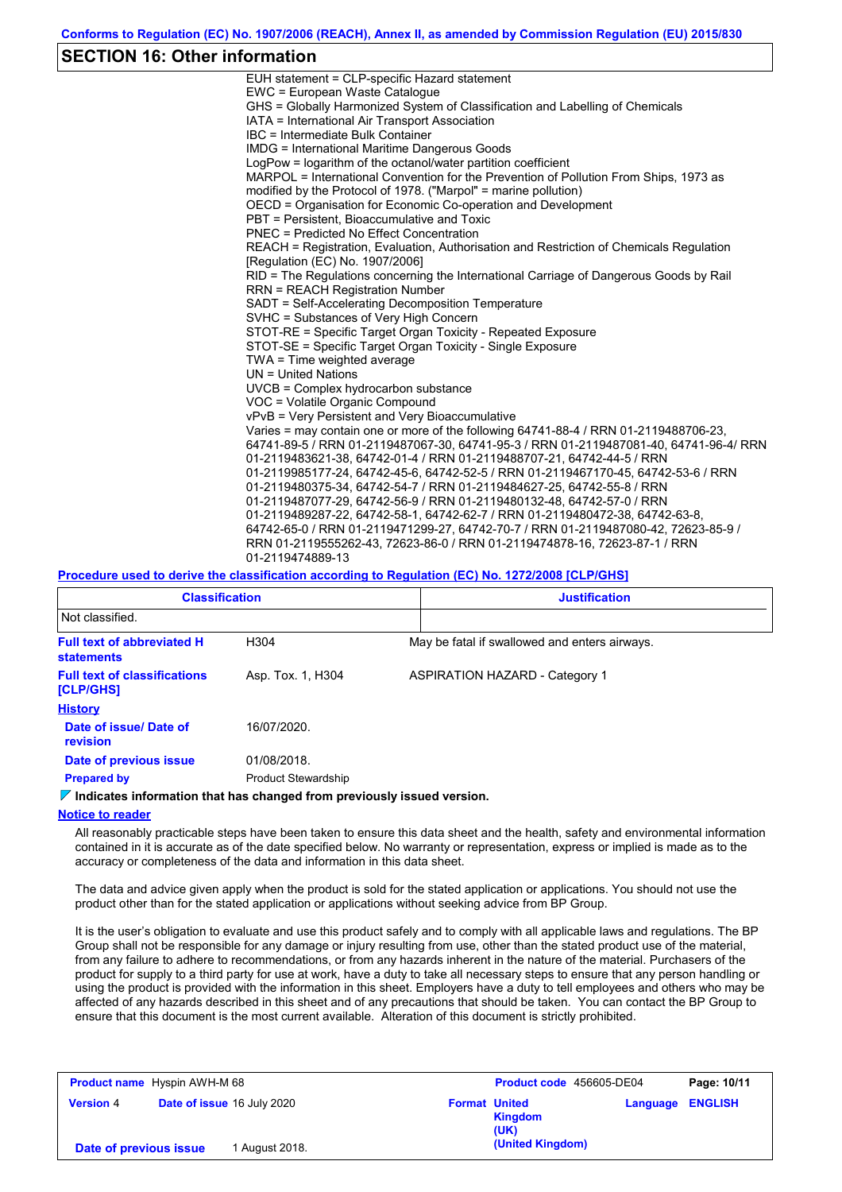## SECTION 16: Other information

EUH statement = CLP-specific Hazard statement
EWC = European Waste Catalogue
GHS = Globally Harmonized System of Classification and Labelling of Chemicals
IATA = International Air Transport Association
IBC = Intermediate Bulk Container
IMDG = International Maritime Dangerous Goods
LogPow = logarithm of the octanol/water partition coefficient
MARPOL = International Convention for the Prevention of Pollution From Ships, 1973 as modified by the Protocol of 1978. ("Marpol" = marine pollution)
OECD = Organisation for Economic Co-operation and Development
PBT = Persistent, Bioaccumulative and Toxic
PNEC = Predicted No Effect Concentration
REACH = Registration, Evaluation, Authorisation and Restriction of Chemicals Regulation [Regulation (EC) No. 1907/2006]
RID = The Regulations concerning the International Carriage of Dangerous Goods by Rail
RRN = REACH Registration Number
SADT = Self-Accelerating Decomposition Temperature
SVHC = Substances of Very High Concern
STOT-RE = Specific Target Organ Toxicity - Repeated Exposure
STOT-SE = Specific Target Organ Toxicity - Single Exposure
TWA = Time weighted average
UN = United Nations
UVCB = Complex hydrocarbon substance
VOC = Volatile Organic Compound
vPvB = Very Persistent and Very Bioaccumulative
Varies = may contain one or more of the following 64741-88-4 / RRN 01-2119488706-23, 64741-89-5 / RRN 01-2119487067-30, 64741-95-3 / RRN 01-2119487081-40, 64741-96-4/ RRN 01-2119483621-38, 64742-01-4 / RRN 01-2119488707-21, 64742-44-5 / RRN 01-2119985177-24, 64742-45-6, 64742-52-5 / RRN 01-2119467170-45, 64742-53-6 / RRN 01-2119480375-34, 64742-54-7 / RRN 01-2119484627-25, 64742-55-8 / RRN 01-2119487077-29, 64742-56-9 / RRN 01-2119480132-48, 64742-57-0 / RRN 01-2119489287-22, 64742-58-1, 64742-62-7 / RRN 01-2119480472-38, 64742-63-8, 64742-65-0 / RRN 01-2119471299-27, 64742-70-7 / RRN 01-2119487080-42, 72623-85-9 / RRN 01-2119555262-43, 72623-86-0 / RRN 01-2119474878-16, 72623-87-1 / RRN 01-2119474889-13

**Procedure used to derive the classification according to Regulation (EC) No. 1272/2008 [CLP/GHS]**

| Classification | Justification |
|---|---|
| Not classified. | |

| | | |
|---|---|---|
| **Full text of abbreviated H statements** | H304 | May be fatal if swallowed and enters airways. |
| **Full text of classifications [CLP/GHS]** | Asp. Tox. 1, H304 | ASPIRATION HAZARD - Category 1 |

**History**

| | |
|---|---|
| **Date of issue/ Date of revision** | 16/07/2020. |
| **Date of previous issue** | 01/08/2018. |
| **Prepared by** | Product Stewardship |

**Indicates information that has changed from previously issued version.**

**Notice to reader**

All reasonably practicable steps have been taken to ensure this data sheet and the health, safety and environmental information contained in it is accurate as of the date specified below. No warranty or representation, express or implied is made as to the accuracy or completeness of the data and information in this data sheet.

The data and advice given apply when the product is sold for the stated application or applications. You should not use the product other than for the stated application or applications without seeking advice from BP Group.

It is the user's obligation to evaluate and use this product safely and to comply with all applicable laws and regulations. The BP Group shall not be responsible for any damage or injury resulting from use, other than the stated product use of the material, from any failure to adhere to recommendations, or from any hazards inherent in the nature of the material. Purchasers of the product for supply to a third party for use at work, have a duty to take all necessary steps to ensure that any person handling or using the product is provided with the information in this sheet. Employers have a duty to tell employees and others who may be affected of any hazards described in this sheet and of any precautions that should be taken. You can contact the BP Group to ensure that this document is the most current available. Alteration of this document is strictly prohibited.